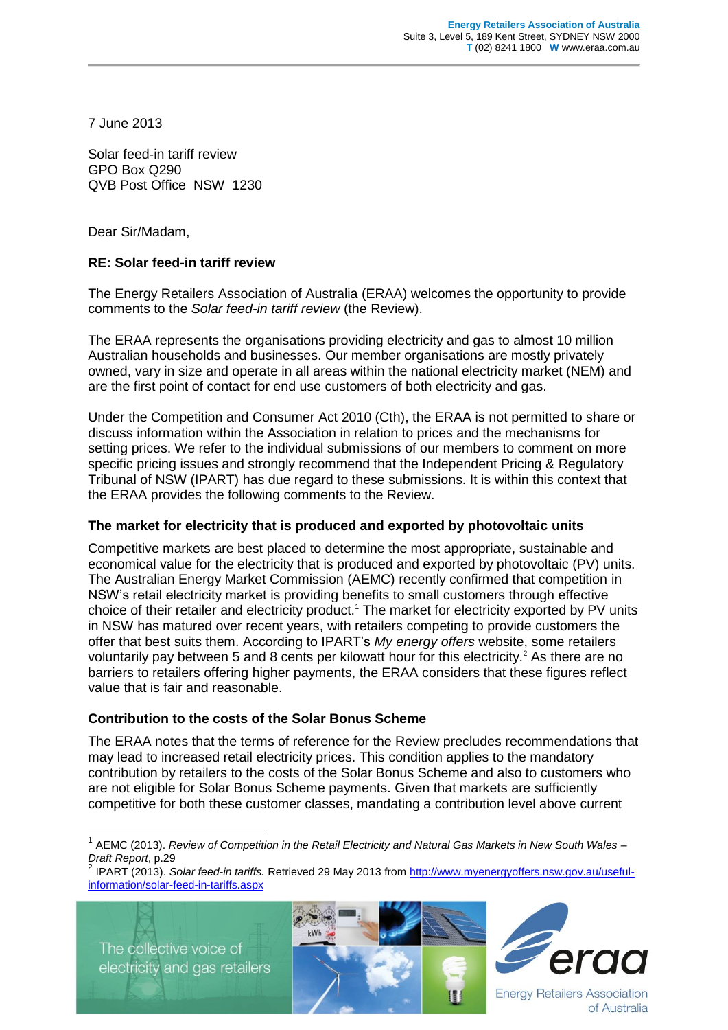7 June 2013

Solar feed-in tariff review
GPO Box Q290
QVB Post Office NSW 1230

Dear Sir/Madam,

**RE: Solar feed-in tariff review**

The Energy Retailers Association of Australia (ERAA) welcomes the opportunity to provide comments to the *Solar feed-in tariff review* (the Review).

The ERAA represents the organisations providing electricity and gas to almost 10 million Australian households and businesses. Our member organisations are mostly privately owned, vary in size and operate in all areas within the national electricity market (NEM) and are the first point of contact for end use customers of both electricity and gas.

Under the Competition and Consumer Act 2010 (Cth), the ERAA is not permitted to share or discuss information within the Association in relation to prices and the mechanisms for setting prices. We refer to the individual submissions of our members to comment on more specific pricing issues and strongly recommend that the Independent Pricing & Regulatory Tribunal of NSW (IPART) has due regard to these submissions. It is within this context that the ERAA provides the following comments to the Review.

**The market for electricity that is produced and exported by photovoltaic units**

Competitive markets are best placed to determine the most appropriate, sustainable and economical value for the electricity that is produced and exported by photovoltaic (PV) units. The Australian Energy Market Commission (AEMC) recently confirmed that competition in NSW's retail electricity market is providing benefits to small customers through effective choice of their retailer and electricity product.[1] The market for electricity exported by PV units in NSW has matured over recent years, with retailers competing to provide customers the offer that best suits them. According to IPART's *My energy offers* website, some retailers voluntarily pay between 5 and 8 cents per kilowatt hour for this electricity.[2] As there are no barriers to retailers offering higher payments, the ERAA considers that these figures reflect value that is fair and reasonable.

**Contribution to the costs of the Solar Bonus Scheme**

The ERAA notes that the terms of reference for the Review precludes recommendations that may lead to increased retail electricity prices. This condition applies to the mandatory contribution by retailers to the costs of the Solar Bonus Scheme and also to customers who are not eligible for Solar Bonus Scheme payments. Given that markets are sufficiently competitive for both these customer classes, mandating a contribution level above current

---

[1] AEMC (2013). *Review of Competition in the Retail Electricity and Natural Gas Markets in New South Wales – Draft Report*, p.29

[2] IPART (2013). *Solar feed-in tariffs.* Retrieved 29 May 2013 from http://www.myenergyoffers.nsw.gov.au/useful-information/solar-feed-in-tariffs.aspx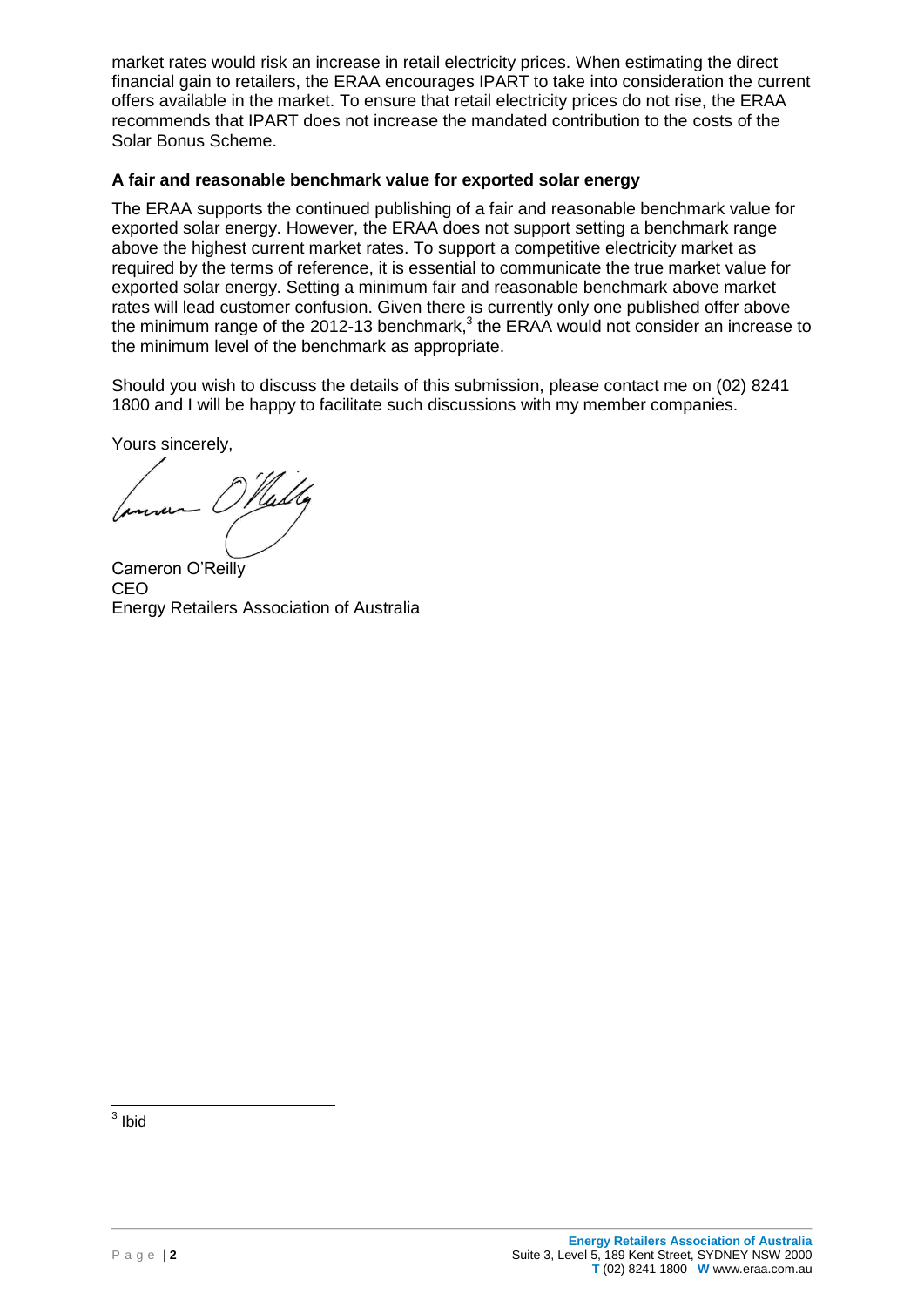market rates would risk an increase in retail electricity prices. When estimating the direct financial gain to retailers, the ERAA encourages IPART to take into consideration the current offers available in the market. To ensure that retail electricity prices do not rise, the ERAA recommends that IPART does not increase the mandated contribution to the costs of the Solar Bonus Scheme.

**A fair and reasonable benchmark value for exported solar energy**

The ERAA supports the continued publishing of a fair and reasonable benchmark value for exported solar energy. However, the ERAA does not support setting a benchmark range above the highest current market rates. To support a competitive electricity market as required by the terms of reference, it is essential to communicate the true market value for exported solar energy. Setting a minimum fair and reasonable benchmark above market rates will lead customer confusion. Given there is currently only one published offer above the minimum range of the 2012-13 benchmark,[3] the ERAA would not consider an increase to the minimum level of the benchmark as appropriate.

Should you wish to discuss the details of this submission, please contact me on (02) 8241 1800 and I will be happy to facilitate such discussions with my member companies.

Yours sincerely,

Cameron O'Reilly
CEO
Energy Retailers Association of Australia

---

[3] Ibid